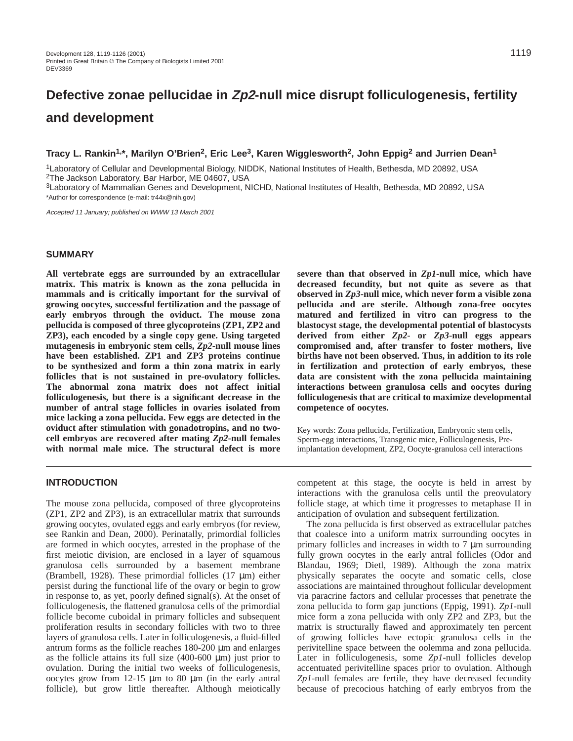# Defective zonae pellucidae in *Zp2*-null mice disrupt folliculogenesis, fertility and development

**Tracy L. Rankin[1,*], Marilyn O'Brien[2], Eric Lee[3], Karen Wigglesworth[2], John Eppig[2] and Jurrien Dean[1]**

[1]Laboratory of Cellular and Developmental Biology, NIDDK, National Institutes of Health, Bethesda, MD 20892, USA
[2]The Jackson Laboratory, Bar Harbor, ME 04607, USA
[3]Laboratory of Mammalian Genes and Development, NICHD, National Institutes of Health, Bethesda, MD 20892, USA
*Author for correspondence (e-mail: tr44x@nih.gov)

*Accepted 11 January; published on WWW 13 March 2001*

## SUMMARY

**All vertebrate eggs are surrounded by an extracellular matrix. This matrix is known as the zona pellucida in mammals and is critically important for the survival of growing oocytes, successful fertilization and the passage of early embryos through the oviduct. The mouse zona pellucida is composed of three glycoproteins (ZP1, ZP2 and ZP3), each encoded by a single copy gene. Using targeted mutagenesis in embryonic stem cells, *Zp2*-null mouse lines have been established. ZP1 and ZP3 proteins continue to be synthesized and form a thin zona matrix in early follicles that is not sustained in pre-ovulatory follicles. The abnormal zona matrix does not affect initial folliculogenesis, but there is a significant decrease in the number of antral stage follicles in ovaries isolated from mice lacking a zona pellucida. Few eggs are detected in the oviduct after stimulation with gonadotropins, and no two-cell embryos are recovered after mating *Zp2*-null females with normal male mice. The structural defect is more severe than that observed in *Zp1*-null mice, which have decreased fecundity, but not quite as severe as that observed in *Zp3*-null mice, which never form a visible zona pellucida and are sterile. Although zona-free oocytes matured and fertilized in vitro can progress to the blastocyst stage, the developmental potential of blastocysts derived from either *Zp2*- or *Zp3*-null eggs appears compromised and, after transfer to foster mothers, live births have not been observed. Thus, in addition to its role in fertilization and protection of early embryos, these data are consistent with the zona pellucida maintaining interactions between granulosa cells and oocytes during folliculogenesis that are critical to maximize developmental competence of oocytes.**

Key words: Zona pellucida, Fertilization, Embryonic stem cells, Sperm-egg interactions, Transgenic mice, Folliculogenesis, Pre-implantation development, ZP2, Oocyte-granulosa cell interactions

## INTRODUCTION

The mouse zona pellucida, composed of three glycoproteins (ZP1, ZP2 and ZP3), is an extracellular matrix that surrounds growing oocytes, ovulated eggs and early embryos (for review, see Rankin and Dean, 2000). Perinatally, primordial follicles are formed in which oocytes, arrested in the prophase of the first meiotic division, are enclosed in a layer of squamous granulosa cells surrounded by a basement membrane (Brambell, 1928). These primordial follicles (17 μm) either persist during the functional life of the ovary or begin to grow in response to, as yet, poorly defined signal(s). At the onset of folliculogenesis, the flattened granulosa cells of the primordial follicle become cuboidal in primary follicles and subsequent proliferation results in secondary follicles with two to three layers of granulosa cells. Later in folliculogenesis, a fluid-filled antrum forms as the follicle reaches 180-200 μm and enlarges as the follicle attains its full size (400-600 μm) just prior to ovulation. During the initial two weeks of folliculogenesis, oocytes grow from 12-15 μm to 80 μm (in the early antral follicle), but grow little thereafter. Although meiotically competent at this stage, the oocyte is held in arrest by interactions with the granulosa cells until the preovulatory follicle stage, at which time it progresses to metaphase II in anticipation of ovulation and subsequent fertilization.

The zona pellucida is first observed as extracellular patches that coalesce into a uniform matrix surrounding oocytes in primary follicles and increases in width to 7 μm surrounding fully grown oocytes in the early antral follicles (Odor and Blandau, 1969; Dietl, 1989). Although the zona matrix physically separates the oocyte and somatic cells, close associations are maintained throughout follicular development via paracrine factors and cellular processes that penetrate the zona pellucida to form gap junctions (Eppig, 1991). *Zp1*-null mice form a zona pellucida with only ZP2 and ZP3, but the matrix is structurally flawed and approximately ten percent of growing follicles have ectopic granulosa cells in the perivitelline space between the oolemma and zona pellucida. Later in folliculogenesis, some *Zp1*-null follicles develop accentuated perivitelline spaces prior to ovulation. Although *Zp1*-null females are fertile, they have decreased fecundity because of precocious hatching of early embryos from the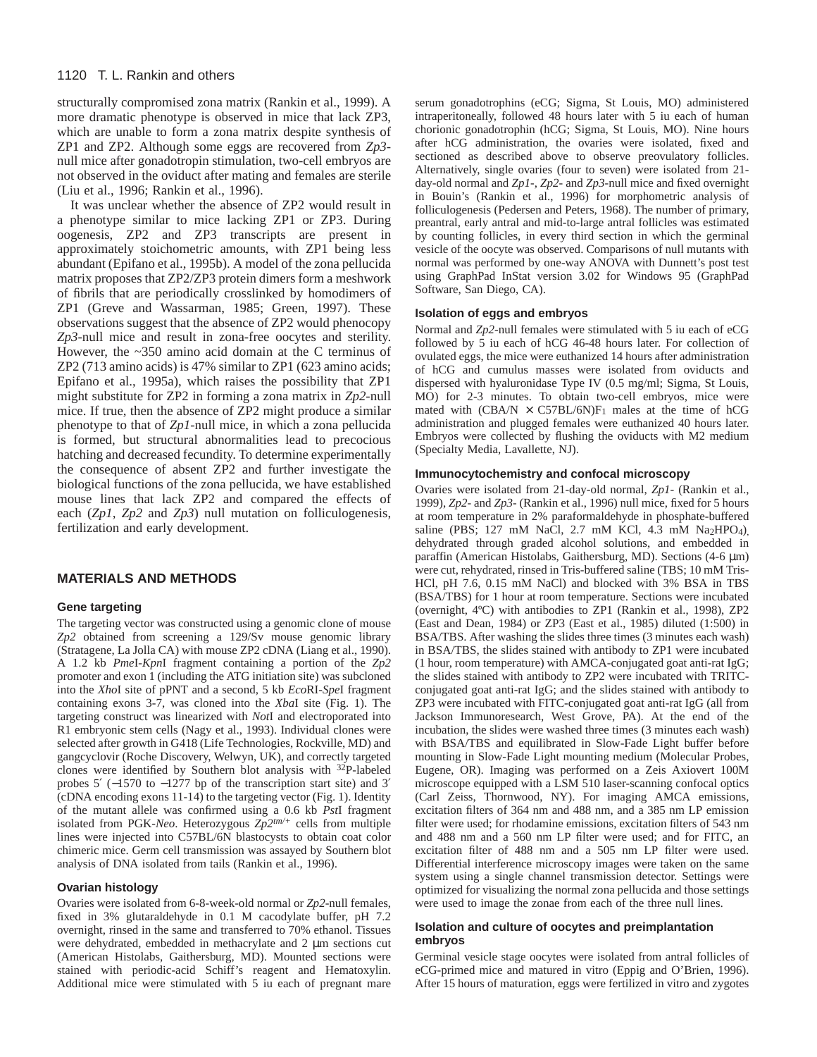structurally compromised zona matrix (Rankin et al., 1999). A more dramatic phenotype is observed in mice that lack ZP3, which are unable to form a zona matrix despite synthesis of ZP1 and ZP2. Although some eggs are recovered from *Zp3*-null mice after gonadotropin stimulation, two-cell embryos are not observed in the oviduct after mating and females are sterile (Liu et al., 1996; Rankin et al., 1996).

It was unclear whether the absence of ZP2 would result in a phenotype similar to mice lacking ZP1 or ZP3. During oogenesis, ZP2 and ZP3 transcripts are present in approximately stoichometric amounts, with ZP1 being less abundant (Epifano et al., 1995b). A model of the zona pellucida matrix proposes that ZP2/ZP3 protein dimers form a meshwork of fibrils that are periodically crosslinked by homodimers of ZP1 (Greve and Wassarman, 1985; Green, 1997). These observations suggest that the absence of ZP2 would phenocopy *Zp3*-null mice and result in zona-free oocytes and sterility. However, the ~350 amino acid domain at the C terminus of ZP2 (713 amino acids) is 47% similar to ZP1 (623 amino acids; Epifano et al., 1995a), which raises the possibility that ZP1 might substitute for ZP2 in forming a zona matrix in *Zp2*-null mice. If true, then the absence of ZP2 might produce a similar phenotype to that of *Zp1*-null mice, in which a zona pellucida is formed, but structural abnormalities lead to precocious hatching and decreased fecundity. To determine experimentally the consequence of absent ZP2 and further investigate the biological functions of the zona pellucida, we have established mouse lines that lack ZP2 and compared the effects of each (*Zp1*, *Zp2* and *Zp3*) null mutation on folliculogenesis, fertilization and early development.

## MATERIALS AND METHODS

### Gene targeting

The targeting vector was constructed using a genomic clone of mouse *Zp2* obtained from screening a 129/Sv mouse genomic library (Stratagene, La Jolla CA) with mouse ZP2 cDNA (Liang et al., 1990). A 1.2 kb *Pme*I-*Kpn*I fragment containing a portion of the *Zp2* promoter and exon 1 (including the ATG initiation site) was subcloned into the *Xho*I site of pPNT and a second, 5 kb *Eco*RI-*Spe*I fragment containing exons 3-7, was cloned into the *Xba*I site (Fig. 1). The targeting construct was linearized with *Not*I and electroporated into R1 embryonic stem cells (Nagy et al., 1993). Individual clones were selected after growth in G418 (Life Technologies, Rockville, MD) and gangcyclovir (Roche Discovery, Welwyn, UK), and correctly targeted clones were identified by Southern blot analysis with $^{32}$P-labeled probes 5′ (−1570 to −1277 bp of the transcription start site) and 3′ (cDNA encoding exons 11-14) to the targeting vector (Fig. 1). Identity of the mutant allele was confirmed using a 0.6 kb *Pst*I fragment isolated from PGK-*Neo*. Heterozygous $Zp2^{tm/+}$ cells from multiple lines were injected into C57BL/6N blastocysts to obtain coat color chimeric mice. Germ cell transmission was assayed by Southern blot analysis of DNA isolated from tails (Rankin et al., 1996).

### Ovarian histology

Ovaries were isolated from 6-8-week-old normal or *Zp2*-null females, fixed in 3% glutaraldehyde in 0.1 M cacodylate buffer, pH 7.2 overnight, rinsed in the same and transferred to 70% ethanol. Tissues were dehydrated, embedded in methacrylate and 2 μm sections cut (American Histolabs, Gaithersburg, MD). Mounted sections were stained with periodic-acid Schiff's reagent and Hematoxylin. Additional mice were stimulated with 5 iu each of pregnant mare serum gonadotrophins (eCG; Sigma, St Louis, MO) administered intraperitoneally, followed 48 hours later with 5 iu each of human chorionic gonadotrophin (hCG; Sigma, St Louis, MO). Nine hours after hCG administration, the ovaries were isolated, fixed and sectioned as described above to observe preovulatory follicles. Alternatively, single ovaries (four to seven) were isolated from 21-day-old normal and *Zp1*-, *Zp2*- and *Zp3*-null mice and fixed overnight in Bouin's (Rankin et al., 1996) for morphometric analysis of folliculogenesis (Pedersen and Peters, 1968). The number of primary, preantral, early antral and mid-to-large antral follicles was estimated by counting follicles, in every third section in which the germinal vesicle of the oocyte was observed. Comparisons of null mutants with normal was performed by one-way ANOVA with Dunnett's post test using GraphPad InStat version 3.02 for Windows 95 (GraphPad Software, San Diego, CA).

### Isolation of eggs and embryos

Normal and *Zp2*-null females were stimulated with 5 iu each of eCG followed by 5 iu each of hCG 46-48 hours later. For collection of ovulated eggs, the mice were euthanized 14 hours after administration of hCG and cumulus masses were isolated from oviducts and dispersed with hyaluronidase Type IV (0.5 mg/ml; Sigma, St Louis, MO) for 2-3 minutes. To obtain two-cell embryos, mice were mated with (CBA/N × C57BL/6N)F$_1$ males at the time of hCG administration and plugged females were euthanized 40 hours later. Embryos were collected by flushing the oviducts with M2 medium (Specialty Media, Lavallette, NJ).

### Immunocytochemistry and confocal microscopy

Ovaries were isolated from 21-day-old normal, *Zp1*- (Rankin et al., 1999), *Zp2*- and *Zp3*- (Rankin et al., 1996) null mice, fixed for 5 hours at room temperature in 2% paraformaldehyde in phosphate-buffered saline (PBS; 127 mM NaCl, 2.7 mM KCl, 4.3 mM $Na_2HPO_4$), dehydrated through graded alcohol solutions, and embedded in paraffin (American Histolabs, Gaithersburg, MD). Sections (4-6 μm) were cut, rehydrated, rinsed in Tris-buffered saline (TBS; 10 mM Tris-HCl, pH 7.6, 0.15 mM NaCl) and blocked with 3% BSA in TBS (BSA/TBS) for 1 hour at room temperature. Sections were incubated (overnight, 4ºC) with antibodies to ZP1 (Rankin et al., 1998), ZP2 (East and Dean, 1984) or ZP3 (East et al., 1985) diluted (1:500) in BSA/TBS. After washing the slides three times (3 minutes each wash) in BSA/TBS, the slides stained with antibody to ZP1 were incubated (1 hour, room temperature) with AMCA-conjugated goat anti-rat IgG; the slides stained with antibody to ZP2 were incubated with TRITC-conjugated goat anti-rat IgG; and the slides stained with antibody to ZP3 were incubated with FITC-conjugated goat anti-rat IgG (all from Jackson Immunoresearch, West Grove, PA). At the end of the incubation, the slides were washed three times (3 minutes each wash) with BSA/TBS and equilibrated in Slow-Fade Light buffer before mounting in Slow-Fade Light mounting medium (Molecular Probes, Eugene, OR). Imaging was performed on a Zeis Axiovert 100M microscope equipped with a LSM 510 laser-scanning confocal optics (Carl Zeiss, Thornwood, NY). For imaging AMCA emissions, excitation filters of 364 nm and 488 nm, and a 385 nm LP emission filter were used; for rhodamine emissions, excitation filters of 543 nm and 488 nm and a 560 nm LP filter were used; and for FITC, an excitation filter of 488 nm and a 505 nm LP filter were used. Differential interference microscopy images were taken on the same system using a single channel transmission detector. Settings were optimized for visualizing the normal zona pellucida and those settings were used to image the zonae from each of the three null lines.

### Isolation and culture of oocytes and preimplantation embryos

Germinal vesicle stage oocytes were isolated from antral follicles of eCG-primed mice and matured in vitro (Eppig and O'Brien, 1996). After 15 hours of maturation, eggs were fertilized in vitro and zygotes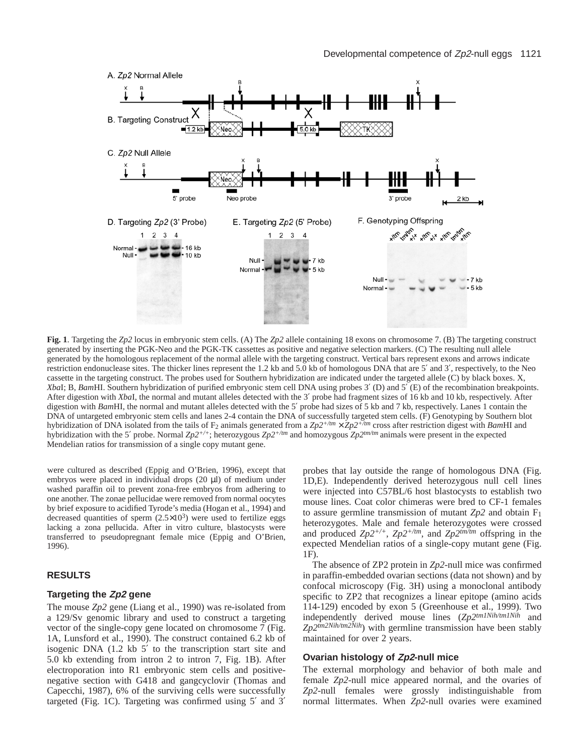**Fig. 1**. Targeting the *Zp2* locus in embryonic stem cells. (A) The *Zp2* allele containing 18 exons on chromosome 7. (B) The targeting construct generated by inserting the PGK-Neo and the PGK-TK cassettes as positive and negative selection markers. (C) The resulting null allele generated by the homologous replacement of the normal allele with the targeting construct. Vertical bars represent exons and arrows indicate restriction endonuclease sites. The thicker lines represent the 1.2 kb and 5.0 kb of homologous DNA that are 5′ and 3′, respectively, to the Neo cassette in the targeting construct. The probes used for Southern hybridization are indicated under the targeted allele (C) by black boxes. X, *Xba*I; B, *Bam*HI. Southern hybridization of purified embryonic stem cell DNA using probes 3′ (D) and 5′ (E) of the recombination breakpoints. After digestion with *Xba*I, the normal and mutant alleles detected with the 3′ probe had fragment sizes of 16 kb and 10 kb, respectively. After digestion with *Bam*HI, the normal and mutant alleles detected with the 5′ probe had sizes of 5 kb and 7 kb, respectively. Lanes 1 contain the DNA of untargeted embryonic stem cells and lanes 2-4 contain the DNA of successfully targeted stem cells. (F) Genotyping by Southern blot hybridization of DNA isolated from the tails of $F_2$ animals generated from a $Zp2^{+/tm} \times Zp2^{+/tm}$ cross after restriction digest with *Bam*HI and hybridization with the 5′ probe. Normal $Zp2^{+/+}$; heterozygous $Zp2^{+/tm}$ and homozygous $Zp2^{tm/tm}$ animals were present in the expected Mendelian ratios for transmission of a single copy mutant gene.

were cultured as described (Eppig and O'Brien, 1996), except that embryos were placed in individual drops (20 μl) of medium under washed paraffin oil to prevent zona-free embryos from adhering to one another. The zonae pellucidae were removed from normal oocytes by brief exposure to acidified Tyrode's media (Hogan et al., 1994) and decreased quantities of sperm ($2.5\times10^3$) were used to fertilize eggs lacking a zona pellucida. After in vitro culture, blastocysts were transferred to pseudopregnant female mice (Eppig and O'Brien, 1996).

## RESULTS

### Targeting the *Zp2* gene

The mouse *Zp2* gene (Liang et al., 1990) was re-isolated from a 129/Sv genomic library and used to construct a targeting vector of the single-copy gene located on chromosome 7 (Fig. 1A, Lunsford et al., 1990). The construct contained 6.2 kb of isogenic DNA (1.2 kb 5′ to the transcription start site and 5.0 kb extending from intron 2 to intron 7, Fig. 1B). After electroporation into R1 embryonic stem cells and positive-negative section with G418 and gangcyclovir (Thomas and Capecchi, 1987), 6% of the surviving cells were successfully targeted (Fig. 1C). Targeting was confirmed using 5′ and 3′ probes that lay outside the range of homologous DNA (Fig. 1D,E). Independently derived heterozygous null cell lines were injected into C57BL/6 host blastocysts to establish two mouse lines. Coat color chimeras were bred to CF-1 females to assure germline transmission of mutant *Zp2* and obtain $F_1$ heterozygotes. Male and female heterozygotes were crossed and produced $Zp2^{+/+}$, $Zp2^{+/tm}$, and $Zp2^{tm/tm}$ offspring in the expected Mendelian ratios of a single-copy mutant gene (Fig. 1F).

The absence of ZP2 protein in *Zp2*-null mice was confirmed in paraffin-embedded ovarian sections (data not shown) and by confocal microscopy (Fig. 3H) using a monoclonal antibody specific to ZP2 that recognizes a linear epitope (amino acids 114-129) encoded by exon 5 (Greenhouse et al., 1999). Two independently derived mouse lines ($Zp2^{tm1Nih/tm1Nih}$ and $Zp2^{tm2Nih/tm2Nih}$) with germline transmission have been stably maintained for over 2 years.

### Ovarian histology of *Zp2*-null mice

The external morphology and behavior of both male and female *Zp2*-null mice appeared normal, and the ovaries of *Zp2*-null females were grossly indistinguishable from normal littermates. When *Zp2*-null ovaries were examined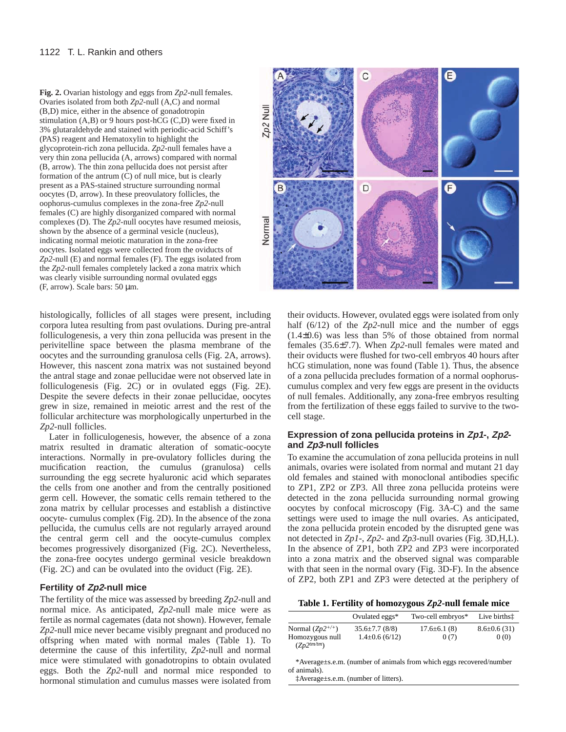**Fig. 2.** Ovarian histology and eggs from *Zp2*-null females. Ovaries isolated from both *Zp2*-null (A,C) and normal (B,D) mice, either in the absence of gonadotropin stimulation (A,B) or 9 hours post-hCG (C,D) were fixed in 3% glutaraldehyde and stained with periodic-acid Schiff's (PAS) reagent and Hematoxylin to highlight the glycoprotein-rich zona pellucida. *Zp2*-null females have a very thin zona pellucida (A, arrows) compared with normal (B, arrow). The thin zona pellucida does not persist after formation of the antrum (C) of null mice, but is clearly present as a PAS-stained structure surrounding normal oocytes (D, arrow). In these preovulatory follicles, the oophorus-cumulus complexes in the zona-free *Zp2*-null females (C) are highly disorganized compared with normal complexes (D). The *Zp2*-null oocytes have resumed meiosis, shown by the absence of a germinal vesicle (nucleus), indicating normal meiotic maturation in the zona-free oocytes. Isolated eggs were collected from the oviducts of *Zp2*-null (E) and normal females (F). The eggs isolated from the *Zp2*-null females completely lacked a zona matrix which was clearly visible surrounding normal ovulated eggs (F, arrow). Scale bars: 50 μm.

histologically, follicles of all stages were present, including corpora lutea resulting from past ovulations. During pre-antral folliculogenesis, a very thin zona pellucida was present in the perivitelline space between the plasma membrane of the oocytes and the surrounding granulosa cells (Fig. 2A, arrows). However, this nascent zona matrix was not sustained beyond the antral stage and zonae pellucidae were not observed late in folliculogenesis (Fig. 2C) or in ovulated eggs (Fig. 2E). Despite the severe defects in their zonae pellucidae, oocytes grew in size, remained in meiotic arrest and the rest of the follicular architecture was morphologically unperturbed in the *Zp2*-null follicles.

Later in folliculogenesis, however, the absence of a zona matrix resulted in dramatic alteration of somatic-oocyte interactions. Normally in pre-ovulatory follicles during the mucification reaction, the cumulus (granulosa) cells surrounding the egg secrete hyaluronic acid which separates the cells from one another and from the centrally positioned germ cell. However, the somatic cells remain tethered to the zona matrix by cellular processes and establish a distinctive oocyte- cumulus complex (Fig. 2D). In the absence of the zona pellucida, the cumulus cells are not regularly arrayed around the central germ cell and the oocyte-cumulus complex becomes progressively disorganized (Fig. 2C). Nevertheless, the zona-free oocytes undergo germinal vesicle breakdown (Fig. 2C) and can be ovulated into the oviduct (Fig. 2E).

### Fertility of *Zp2*-null mice

The fertility of the mice was assessed by breeding *Zp2*-null and normal mice. As anticipated, *Zp2*-null male mice were as fertile as normal cagemates (data not shown). However, female *Zp2*-null mice never became visibly pregnant and produced no offspring when mated with normal males (Table 1). To determine the cause of this infertility, *Zp2*-null and normal mice were stimulated with gonadotropins to obtain ovulated eggs. Both the *Zp2*-null and normal mice responded to hormonal stimulation and cumulus masses were isolated from their oviducts. However, ovulated eggs were isolated from only half (6/12) of the *Zp2*-null mice and the number of eggs (1.4±0.6) was less than 5% of those obtained from normal females (35.6±7.7). When *Zp2*-null females were mated and their oviducts were flushed for two-cell embryos 40 hours after hCG stimulation, none was found (Table 1). Thus, the absence of a zona pellucida precludes formation of a normal oophorus-cumulus complex and very few eggs are present in the oviducts of null females. Additionally, any zona-free embryos resulting from the fertilization of these eggs failed to survive to the two-cell stage.

### Expression of zona pellucida proteins in *Zp1*-, *Zp2*- and *Zp3*-null follicles

To examine the accumulation of zona pellucida proteins in null animals, ovaries were isolated from normal and mutant 21 day old females and stained with monoclonal antibodies specific to ZP1, ZP2 or ZP3. All three zona pellucida proteins were detected in the zona pellucida surrounding normal growing oocytes by confocal microscopy (Fig. 3A-C) and the same settings were used to image the null ovaries. As anticipated, the zona pellucida protein encoded by the disrupted gene was not detected in *Zp1*-, *Zp2*- and *Zp3*-null ovaries (Fig. 3D,H,L). In the absence of ZP1, both ZP2 and ZP3 were incorporated into a zona matrix and the observed signal was comparable with that seen in the normal ovary (Fig. 3D-F). In the absence of ZP2, both ZP1 and ZP3 were detected at the periphery of

**Table 1. Fertility of homozygous *Zp2*-null female mice**

| | Ovulated eggs* | Two-cell embryos* | Live births‡ |
|---|---|---|---|
| Normal (*Zp2*$^{+/+}$) | 35.6±7.7 (8/8) | 17.6±6.1 (8) | 8.6±0.6 (31) |
| Homozygous null (*Zp2*$^{tm/tm}$) | 1.4±0.6 (6/12) | 0 (7) | 0 (0) |

*Average±s.e.m. (number of animals from which eggs recovered/number of animals).

‡Average±s.e.m. (number of litters).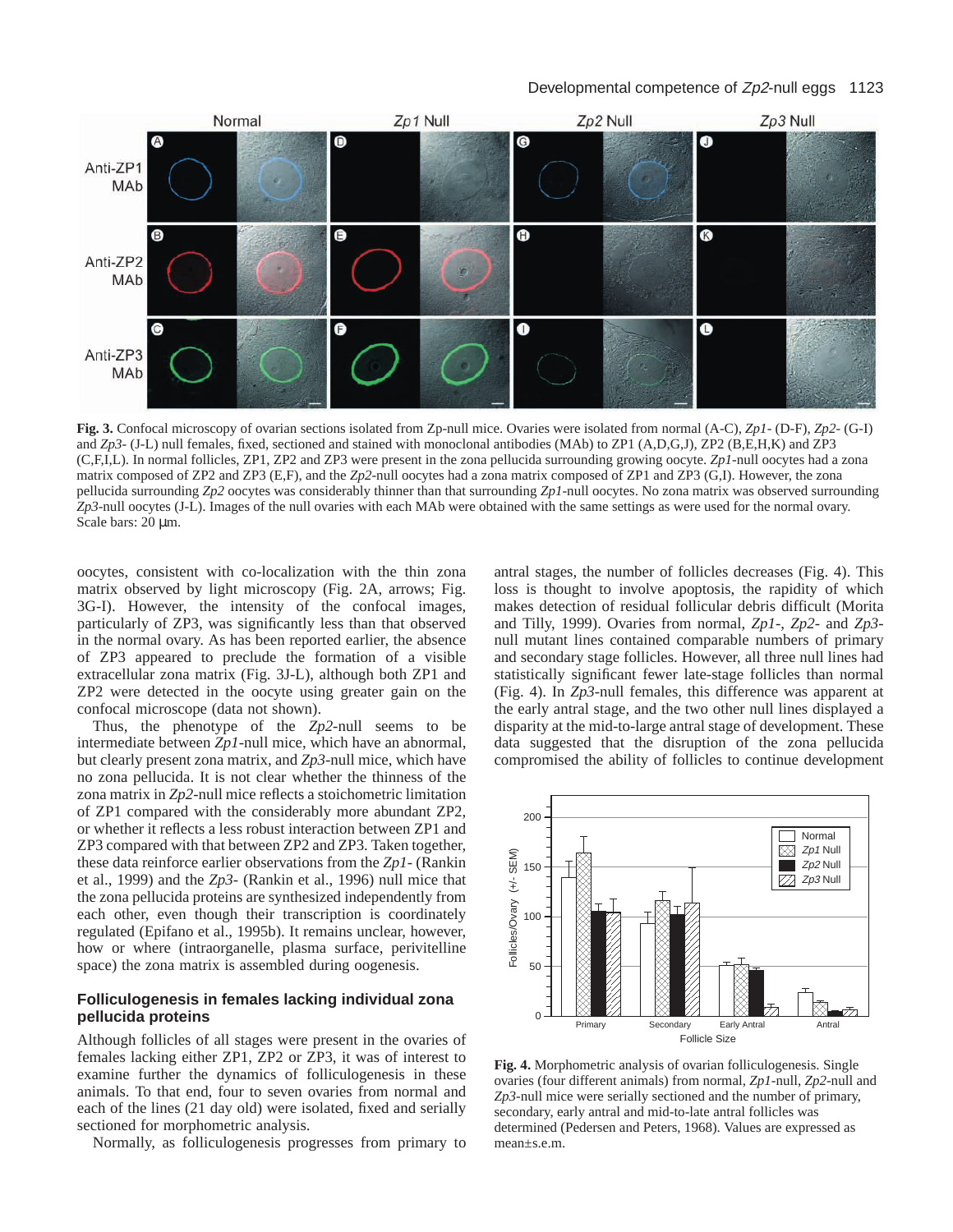**Fig. 3.** Confocal microscopy of ovarian sections isolated from Zp-null mice. Ovaries were isolated from normal (A-C), *Zp1*- (D-F), *Zp2*- (G-I) and *Zp3*- (J-L) null females, fixed, sectioned and stained with monoclonal antibodies (MAb) to ZP1 (A,D,G,J), ZP2 (B,E,H,K) and ZP3 (C,F,I,L). In normal follicles, ZP1, ZP2 and ZP3 were present in the zona pellucida surrounding growing oocyte. *Zp1*-null oocytes had a zona matrix composed of ZP2 and ZP3 (E,F), and the *Zp2*-null oocytes had a zona matrix composed of ZP1 and ZP3 (G,I). However, the zona pellucida surrounding *Zp2* oocytes was considerably thinner than that surrounding *Zp1*-null oocytes. No zona matrix was observed surrounding *Zp3*-null oocytes (J-L). Images of the null ovaries with each MAb were obtained with the same settings as were used for the normal ovary. Scale bars: 20 μm.

oocytes, consistent with co-localization with the thin zona matrix observed by light microscopy (Fig. 2A, arrows; Fig. 3G-I). However, the intensity of the confocal images, particularly of ZP3, was significantly less than that observed in the normal ovary. As has been reported earlier, the absence of ZP3 appeared to preclude the formation of a visible extracellular zona matrix (Fig. 3J-L), although both ZP1 and ZP2 were detected in the oocyte using greater gain on the confocal microscope (data not shown).

Thus, the phenotype of the *Zp2*-null seems to be intermediate between *Zp1*-null mice, which have an abnormal, but clearly present zona matrix, and *Zp3*-null mice, which have no zona pellucida. It is not clear whether the thinness of the zona matrix in *Zp2*-null mice reflects a stoichometric limitation of ZP1 compared with the considerably more abundant ZP2, or whether it reflects a less robust interaction between ZP1 and ZP3 compared with that between ZP2 and ZP3. Taken together, these data reinforce earlier observations from the *Zp1*- (Rankin et al., 1999) and the *Zp3*- (Rankin et al., 1996) null mice that the zona pellucida proteins are synthesized independently from each other, even though their transcription is coordinately regulated (Epifano et al., 1995b). It remains unclear, however, how or where (intraorganelle, plasma surface, perivitelline space) the zona matrix is assembled during oogenesis.

## Folliculogenesis in females lacking individual zona pellucida proteins

Although follicles of all stages were present in the ovaries of females lacking either ZP1, ZP2 or ZP3, it was of interest to examine further the dynamics of folliculogenesis in these animals. To that end, four to seven ovaries from normal and each of the lines (21 day old) were isolated, fixed and serially sectioned for morphometric analysis.

Normally, as folliculogenesis progresses from primary to antral stages, the number of follicles decreases (Fig. 4). This loss is thought to involve apoptosis, the rapidity of which makes detection of residual follicular debris difficult (Morita and Tilly, 1999). Ovaries from normal, *Zp1*-, *Zp2*- and *Zp3*-null mutant lines contained comparable numbers of primary and secondary stage follicles. However, all three null lines had statistically significant fewer late-stage follicles than normal (Fig. 4). In *Zp3*-null females, this difference was apparent at the early antral stage, and the two other null lines displayed a disparity at the mid-to-large antral stage of development. These data suggested that the disruption of the zona pellucida compromised the ability of follicles to continue development

**Fig. 4.** Morphometric analysis of ovarian folliculogenesis. Single ovaries (four different animals) from normal, *Zp1*-null, *Zp2*-null and *Zp3*-null mice were serially sectioned and the number of primary, secondary, early antral and mid-to-late antral follicles was determined (Pedersen and Peters, 1968). Values are expressed as mean±s.e.m.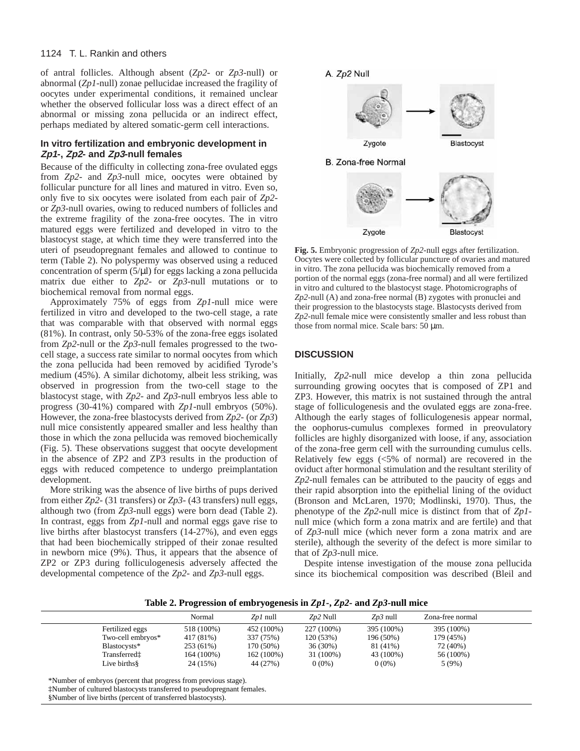of antral follicles. Although absent (*Zp2*- or *Zp3*-null) or abnormal (*Zp1*-null) zonae pellucidae increased the fragility of oocytes under experimental conditions, it remained unclear whether the observed follicular loss was a direct effect of an abnormal or missing zona pellucida or an indirect effect, perhaps mediated by altered somatic-germ cell interactions.

### In vitro fertilization and embryonic development in *Zp1*-, *Zp2*- and *Zp3*-null females

Because of the difficulty in collecting zona-free ovulated eggs from *Zp2*- and *Zp3*-null mice, oocytes were obtained by follicular puncture for all lines and matured in vitro. Even so, only five to six oocytes were isolated from each pair of *Zp2*- or *Zp3*-null ovaries, owing to reduced numbers of follicles and the extreme fragility of the zona-free oocytes. The in vitro matured eggs were fertilized and developed in vitro to the blastocyst stage, at which time they were transferred into the uteri of pseudopregnant females and allowed to continue to term (Table 2). No polyspermy was observed using a reduced concentration of sperm (5/μl) for eggs lacking a zona pellucida matrix due either to *Zp2*- or *Zp3*-null mutations or to biochemical removal from normal eggs.

Approximately 75% of eggs from *Zp1*-null mice were fertilized in vitro and developed to the two-cell stage, a rate that was comparable with that observed with normal eggs (81%). In contrast, only 50-53% of the zona-free eggs isolated from *Zp2*-null or the *Zp3*-null females progressed to the two-cell stage, a success rate similar to normal oocytes from which the zona pellucida had been removed by acidified Tyrode's medium (45%). A similar dichotomy, albeit less striking, was observed in progression from the two-cell stage to the blastocyst stage, with *Zp2*- and *Zp3*-null embryos less able to progress (30-41%) compared with *Zp1*-null embryos (50%). However, the zona-free blastocysts derived from *Zp2*- (or *Zp3*) null mice consistently appeared smaller and less healthy than those in which the zona pellucida was removed biochemically (Fig. 5). These observations suggest that oocyte development in the absence of ZP2 and ZP3 results in the production of eggs with reduced competence to undergo preimplantation development.

More striking was the absence of live births of pups derived from either *Zp2*- (31 transfers) or *Zp3*- (43 transfers) null eggs, although two (from *Zp3*-null eggs) were born dead (Table 2). In contrast, eggs from *Zp1*-null and normal eggs gave rise to live births after blastocyst transfers (14-27%), and even eggs that had been biochemically stripped of their zonae resulted in newborn mice (9%). Thus, it appears that the absence of ZP2 or ZP3 during folliculogenesis adversely affected the developmental competence of the *Zp2*- and *Zp3*-null eggs.

A. *Zp2* Null

Zygote → Blastocyst

B. Zona-free Normal

Zygote → Blastocyst

**Fig. 5.** Embryonic progression of *Zp2*-null eggs after fertilization. Oocytes were collected by follicular puncture of ovaries and matured in vitro. The zona pellucida was biochemically removed from a portion of the normal eggs (zona-free normal) and all were fertilized in vitro and cultured to the blastocyst stage. Photomicrographs of *Zp2*-null (A) and zona-free normal (B) zygotes with pronuclei and their progression to the blastocysts stage. Blastocysts derived from *Zp2*-null female mice were consistently smaller and less robust than those from normal mice. Scale bars: 50 μm.

## DISCUSSION

Initially, *Zp2*-null mice develop a thin zona pellucida surrounding growing oocytes that is composed of ZP1 and ZP3. However, this matrix is not sustained through the antral stage of folliculogenesis and the ovulated eggs are zona-free. Although the early stages of folliculogenesis appear normal, the oophorus-cumulus complexes formed in preovulatory follicles are highly disorganized with loose, if any, association of the zona-free germ cell with the surrounding cumulus cells. Relatively few eggs (<5% of normal) are recovered in the oviduct after hormonal stimulation and the resultant sterility of *Zp2*-null females can be attributed to the paucity of eggs and their rapid absorption into the epithelial lining of the oviduct (Bronson and McLaren, 1970; Modlinski, 1970). Thus, the phenotype of the *Zp2*-null mice is distinct from that of *Zp1*-null mice (which form a zona matrix and are fertile) and that of *Zp3*-null mice (which never form a zona matrix and are sterile), although the severity of the defect is more similar to that of *Zp3*-null mice.

Despite intense investigation of the mouse zona pellucida since its biochemical composition was described (Bleil and

**Table 2. Progression of embryogenesis in *Zp1*-, *Zp2*- and *Zp3*-null mice**

| | Normal | *Zp1* null | *Zp2* Null | *Zp3* null | Zona-free normal |
|---|---|---|---|---|---|
| Fertilized eggs | 518 (100%) | 452 (100%) | 227 (100%) | 395 (100%) | 395 (100%) |
| Two-cell embryos* | 417 (81%) | 337 (75%) | 120 (53%) | 196 (50%) | 179 (45%) |
| Blastocysts* | 253 (61%) | 170 (50%) | 36 (30%) | 81 (41%) | 72 (40%) |
| Transferred‡ | 164 (100%) | 162 (100%) | 31 (100%) | 43 (100%) | 56 (100%) |
| Live births§ | 24 (15%) | 44 (27%) | 0 (0%) | 0 (0%) | 5 (9%) |

*Number of embryos (percent that progress from previous stage).
‡Number of cultured blastocysts transferred to pseudopregnant females.
§Number of live births (percent of transferred blastocysts).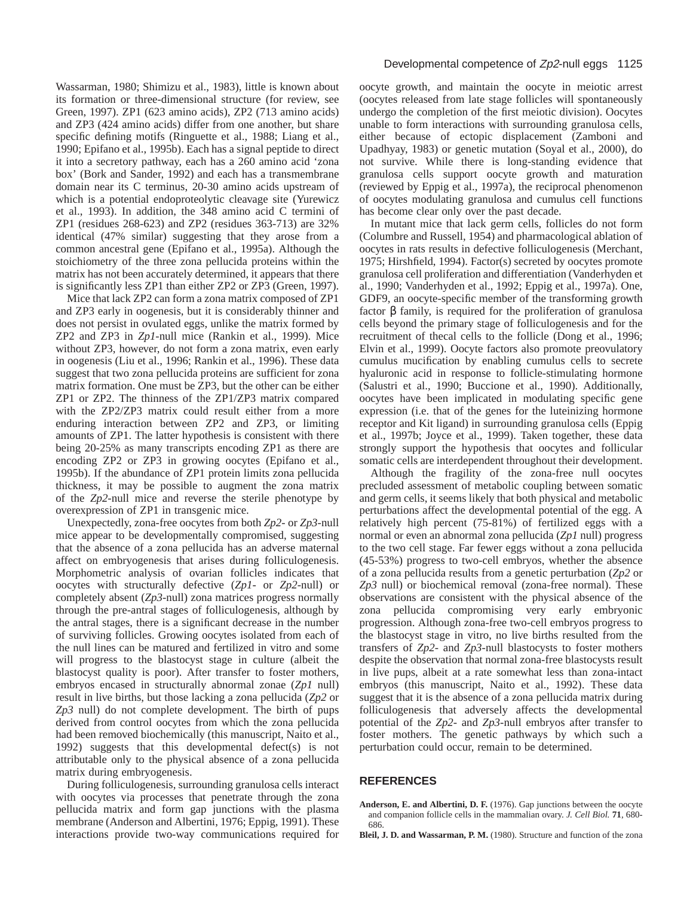Wassarman, 1980; Shimizu et al., 1983), little is known about its formation or three-dimensional structure (for review, see Green, 1997). ZP1 (623 amino acids), ZP2 (713 amino acids) and ZP3 (424 amino acids) differ from one another, but share specific defining motifs (Ringuette et al., 1988; Liang et al., 1990; Epifano et al., 1995b). Each has a signal peptide to direct it into a secretory pathway, each has a 260 amino acid 'zona box' (Bork and Sander, 1992) and each has a transmembrane domain near its C terminus, 20-30 amino acids upstream of which is a potential endoproteolytic cleavage site (Yurewicz et al., 1993). In addition, the 348 amino acid C termini of ZP1 (residues 268-623) and ZP2 (residues 363-713) are 32% identical (47% similar) suggesting that they arose from a common ancestral gene (Epifano et al., 1995a). Although the stoichiometry of the three zona pellucida proteins within the matrix has not been accurately determined, it appears that there is significantly less ZP1 than either ZP2 or ZP3 (Green, 1997).

Mice that lack ZP2 can form a zona matrix composed of ZP1 and ZP3 early in oogenesis, but it is considerably thinner and does not persist in ovulated eggs, unlike the matrix formed by ZP2 and ZP3 in *Zp1*-null mice (Rankin et al., 1999). Mice without ZP3, however, do not form a zona matrix, even early in oogenesis (Liu et al., 1996; Rankin et al., 1996). These data suggest that two zona pellucida proteins are sufficient for zona matrix formation. One must be ZP3, but the other can be either ZP1 or ZP2. The thinness of the ZP1/ZP3 matrix compared with the ZP2/ZP3 matrix could result either from a more enduring interaction between ZP2 and ZP3, or limiting amounts of ZP1. The latter hypothesis is consistent with there being 20-25% as many transcripts encoding ZP1 as there are encoding ZP2 or ZP3 in growing oocytes (Epifano et al., 1995b). If the abundance of ZP1 protein limits zona pellucida thickness, it may be possible to augment the zona matrix of the *Zp2*-null mice and reverse the sterile phenotype by overexpression of ZP1 in transgenic mice.

Unexpectedly, zona-free oocytes from both *Zp2*- or *Zp3*-null mice appear to be developmentally compromised, suggesting that the absence of a zona pellucida has an adverse maternal affect on embryogenesis that arises during folliculogenesis. Morphometric analysis of ovarian follicles indicates that oocytes with structurally defective (*Zp1*- or *Zp2*-null) or completely absent (*Zp3*-null) zona matrices progress normally through the pre-antral stages of folliculogenesis, although by the antral stages, there is a significant decrease in the number of surviving follicles. Growing oocytes isolated from each of the null lines can be matured and fertilized in vitro and some will progress to the blastocyst stage in culture (albeit the blastocyst quality is poor). After transfer to foster mothers, embryos encased in structurally abnormal zonae (*Zp1* null) result in live births, but those lacking a zona pellucida (*Zp2* or *Zp3* null) do not complete development. The birth of pups derived from control oocytes from which the zona pellucida had been removed biochemically (this manuscript, Naito et al., 1992) suggests that this developmental defect(s) is not attributable only to the physical absence of a zona pellucida matrix during embryogenesis.

During folliculogenesis, surrounding granulosa cells interact with oocytes via processes that penetrate through the zona pellucida matrix and form gap junctions with the plasma membrane (Anderson and Albertini, 1976; Eppig, 1991). These interactions provide two-way communications required for oocyte growth, and maintain the oocyte in meiotic arrest (oocytes released from late stage follicles will spontaneously undergo the completion of the first meiotic division). Oocytes unable to form interactions with surrounding granulosa cells, either because of ectopic displacement (Zamboni and Upadhyay, 1983) or genetic mutation (Soyal et al., 2000), do not survive. While there is long-standing evidence that granulosa cells support oocyte growth and maturation (reviewed by Eppig et al., 1997a), the reciprocal phenomenon of oocytes modulating granulosa and cumulus cell functions has become clear only over the past decade.

In mutant mice that lack germ cells, follicles do not form (Columbre and Russell, 1954) and pharmacological ablation of oocytes in rats results in defective folliculogenesis (Merchant, 1975; Hirshfield, 1994). Factor(s) secreted by oocytes promote granulosa cell proliferation and differentiation (Vanderhyden et al., 1990; Vanderhyden et al., 1992; Eppig et al., 1997a). One, GDF9, an oocyte-specific member of the transforming growth factor β family, is required for the proliferation of granulosa cells beyond the primary stage of folliculogenesis and for the recruitment of thecal cells to the follicle (Dong et al., 1996; Elvin et al., 1999). Oocyte factors also promote preovulatory cumulus mucification by enabling cumulus cells to secrete hyaluronic acid in response to follicle-stimulating hormone (Salustri et al., 1990; Buccione et al., 1990). Additionally, oocytes have been implicated in modulating specific gene expression (i.e. that of the genes for the luteinizing hormone receptor and Kit ligand) in surrounding granulosa cells (Eppig et al., 1997b; Joyce et al., 1999). Taken together, these data strongly support the hypothesis that oocytes and follicular somatic cells are interdependent throughout their development.

Although the fragility of the zona-free null oocytes precluded assessment of metabolic coupling between somatic and germ cells, it seems likely that both physical and metabolic perturbations affect the developmental potential of the egg. A relatively high percent (75-81%) of fertilized eggs with a normal or even an abnormal zona pellucida (*Zp1* null) progress to the two cell stage. Far fewer eggs without a zona pellucida (45-53%) progress to two-cell embryos, whether the absence of a zona pellucida results from a genetic perturbation (*Zp2* or *Zp3* null) or biochemical removal (zona-free normal). These observations are consistent with the physical absence of the zona pellucida compromising very early embryonic progression. Although zona-free two-cell embryos progress to the blastocyst stage in vitro, no live births resulted from the transfers of *Zp2*- and *Zp3*-null blastocysts to foster mothers despite the observation that normal zona-free blastocysts result in live pups, albeit at a rate somewhat less than zona-intact embryos (this manuscript, Naito et al., 1992). These data suggest that it is the absence of a zona pellucida matrix during folliculogenesis that adversely affects the developmental potential of the *Zp2*- and *Zp3*-null embryos after transfer to foster mothers. The genetic pathways by which such a perturbation could occur, remain to be determined.

## REFERENCES

**Anderson, E. and Albertini, D. F.** (1976). Gap junctions between the oocyte and companion follicle cells in the mammalian ovary. *J. Cell Biol.* **71**, 680-686.

**Bleil, J. D. and Wassarman, P. M.** (1980). Structure and function of the zona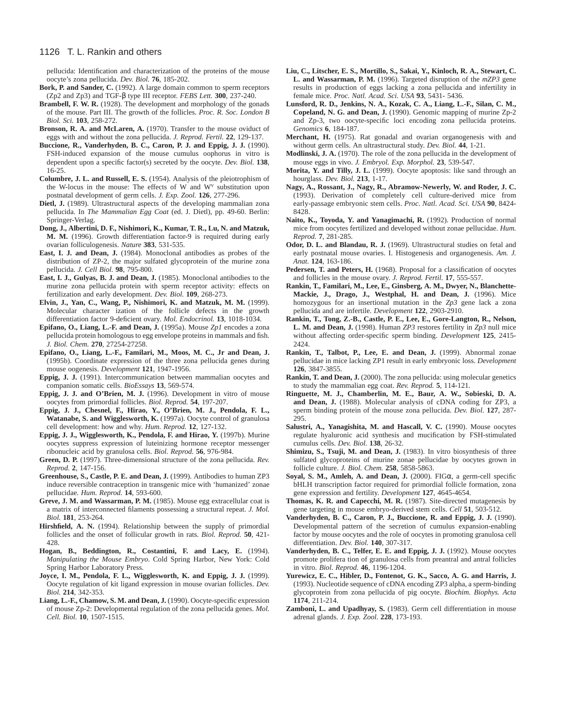pellucida: Identification and characterization of the proteins of the mouse oocyte's zona pellucida. *Dev. Biol.* **76**, 185-202.

**Bork, P. and Sander, C.** (1992). A large domain common to sperm receptors (Zp2 and Zp3) and TGF-β type III receptor. *FEBS Lett.* **300**, 237-240.

**Brambell, F. W. R.** (1928). The development and morphology of the gonads of the mouse. Part III. The growth of the follicles. *Proc. R. Soc. London B Biol. Sci.* **103**, 258-272.

**Bronson, R. A. and McLaren, A.** (1970). Transfer to the mouse oviduct of eggs with and without the zona pellucida. *J. Reprod. Fertil.* **22**, 129-137.

**Buccione, R., Vanderhyden, B. C., Caron, P. J. and Eppig, J. J.** (1990). FSH-induced expansion of the mouse cumulus oophorus in vitro is dependent upon a specific factor(s) secreted by the oocyte. *Dev. Biol.* **138**, 16-25.

**Columbre, J. L. and Russell, E. S.** (1954). Analysis of the pleiotrophism of the W-locus in the mouse: The effects of W and $W^v$ substitution upon postnatal development of germ cells. *J. Exp. Zool.* **126**, 277-296.

**Dietl, J.** (1989). Ultrastructural aspects of the developing mammalian zona pellucida. In *The Mammalian Egg Coat* (ed. J. Dietl), pp. 49-60. Berlin: Springer-Verlag.

**Dong, J., Albertini, D. F., Nishimori, K., Kumar, T. R., Lu, N. and Matzuk, M. M.** (1996). Growth differentiation factor-9 is required during early ovarian folliculogenesis. *Nature* **383**, 531-535.

**East, I. J. and Dean, J.** (1984). Monoclonal antibodies as probes of the distribution of ZP-2, the major sulfated glycoprotein of the murine zona pellucida. *J. Cell Biol.* **98**, 795-800.

**East, I. J., Gulyas, B. J. and Dean, J.** (1985). Monoclonal antibodies to the murine zona pellucida protein with sperm receptor activity: effects on fertilization and early development. *Dev. Biol.* **109**, 268-273.

**Elvin, J., Yan, C., Wang, P., Nishimori, K. and Matzuk, M. M.** (1999). Molecular character ization of the follicle defects in the growth differentiation factor 9-deficient ovary. *Mol. Endocrinol.* **13**, 1018-1034.

**Epifano, O., Liang, L.-F. and Dean, J.** (1995a). Mouse *Zp1* encodes a zona pellucida protein homologous to egg envelope proteins in mammals and fish. *J. Biol. Chem.* **270**, 27254-27258.

**Epifano, O., Liang, L.-F., Familari, M., Moos, M. C., Jr and Dean, J.** (1995b). Coordinate expression of the three zona pellucida genes during mouse oogenesis. *Development* **121**, 1947-1956.

**Eppig, J. J.** (1991). Intercommunication between mammalian oocytes and companion somatic cells. *BioEssays* **13**, 569-574.

**Eppig, J. J. and O'Brien, M. J.** (1996). Development in vitro of mouse oocytes from primordial follicles. *Biol. Reprod.* **54**, 197-207.

**Eppig, J. J., Chesnel, F., Hirao, Y., O'Brien, M. J., Pendola, F. L., Watanabe, S. and Wigglesworth, K.** (1997a). Oocyte control of granulosa cell development: how and why. *Hum. Reprod.* **12**, 127-132.

**Eppig, J. J., Wigglesworth, K., Pendola, F. and Hirao, Y.** (1997b). Murine oocytes suppress expression of luteinizing hormone receptor messenger ribonucleic acid by granulosa cells. *Biol. Reprod.* **56**, 976-984.

**Green, D. P.** (1997). Three-dimensional structure of the zona pellucida. *Rev. Reprod.* **2**, 147-156.

**Greenhouse, S., Castle, P. E. and Dean, J.** (1999). Antibodies to human ZP3 induce reversible contraception in transgenic mice with 'humanized' zonae pellucidae. *Hum. Reprod.* **14**, 593-600.

**Greve, J. M. and Wassarman, P. M.** (1985). Mouse egg extracellular coat is a matrix of interconnected filaments possessing a structural repeat. *J. Mol. Biol.* **181**, 253-264.

**Hirshfield, A. N.** (1994). Relationship between the supply of primordial follicles and the onset of follicular growth in rats. *Biol. Reprod.* **50**, 421-428.

**Hogan, B., Beddington, R., Costantini, F. and Lacy, E.** (1994). *Manipulating the Mouse Embryo*. Cold Spring Harbor, New York: Cold Spring Harbor Laboratory Press.

**Joyce, I. M., Pendola, F. L., Wigglesworth, K. and Eppig, J. J.** (1999). Oocyte regulation of kit ligand expression in mouse ovarian follicles. *Dev. Biol.* **214**, 342-353.

**Liang, L.-F., Chamow, S. M. and Dean, J.** (1990). Oocyte-specific expression of mouse Zp-2: Developmental regulation of the zona pellucida genes. *Mol. Cell. Biol.* **10**, 1507-1515.

**Liu, C., Litscher, E. S., Mortillo, S., Sakai, Y., Kinloch, R. A., Stewart, C. L. and Wassarman, P. M.** (1996). Targeted disruption of the *mZP3* gene results in production of eggs lacking a zona pellucida and infertility in female mice. *Proc. Natl. Acad. Sci. USA* **93**, 5431- 5436.

**Lunsford, R. D., Jenkins, N. A., Kozak, C. A., Liang, L.-F., Silan, C. M., Copeland, N. G. and Dean, J.** (1990). Genomic mapping of murine Zp-2 and Zp-3, two oocyte-specific loci encoding zona pellucida proteins. *Genomics* **6**, 184-187.

**Merchant, H.** (1975). Rat gonadal and ovarian organogenesis with and without germ cells. An ultrastructural study. *Dev. Biol.* **44**, 1-21.

**Modlinski, J. A.** (1970). The role of the zona pellucida in the development of mouse eggs in vivo. *J. Embryol. Exp. Morphol.* **23**, 539-547.

**Morita, Y. and Tilly, J. L.** (1999). Oocyte apoptosis: like sand through an hourglass. *Dev. Biol.* **213**, 1-17.

**Nagy, A., Rossant, J., Nagy, R., Abramow-Newerly, W. and Roder, J. C.** (1993). Derivation of completely cell culture-derived mice from early-passage embryonic stem cells. *Proc. Natl. Acad. Sci. USA* **90**, 8424-8428.

**Naito, K., Toyoda, Y. and Yanagimachi, R.** (1992). Production of normal mice from oocytes fertilized and developed without zonae pellucidae. *Hum. Reprod.* **7**, 281-285.

**Odor, D. L. and Blandau, R. J.** (1969). Ultrastructural studies on fetal and early postnatal mouse ovaries. I. Histogenesis and organogenesis. *Am. J. Anat.* **124**, 163-186.

**Pedersen, T. and Peters, H.** (1968). Proposal for a classification of oocytes and follicles in the mouse ovary. *J. Reprod. Fertil.* **17**, 555-557.

**Rankin, T., Familari, M., Lee, E., Ginsberg, A. M., Dwyer, N., Blanchette-Mackie, J., Drago, J., Westphal, H. and Dean, J.** (1996). Mice homozygous for an insertional mutation in the *Zp3* gene lack a zona pellucida and are infertile. *Development* **122**, 2903-2910.

**Rankin, T., Tong, Z.-B., Castle, P. E., Lee, E., Gore-Langton, R., Nelson, L. M. and Dean, J.** (1998). Human *ZP3* restores fertility in *Zp3* null mice without affecting order-specific sperm binding. *Development* **125**, 2415-2424.

**Rankin, T., Talbot, P., Lee, E. and Dean, J.** (1999). Abnormal zonae pellucidae in mice lacking ZP1 result in early embryonic loss. *Development* **126**, 3847-3855.

**Rankin, T. and Dean, J.** (2000). The zona pellucida: using molecular genetics to study the mammalian egg coat. *Rev. Reprod.* **5**, 114-121.

**Ringuette, M. J., Chamberlin, M. E., Baur, A. W., Sobieski, D. A. and Dean, J.** (1988). Molecular analysis of cDNA coding for ZP3, a sperm binding protein of the mouse zona pellucida. *Dev. Biol.* **127**, 287-295.

**Salustri, A., Yanagishita, M. and Hascall, V. C.** (1990). Mouse oocytes regulate hyaluronic acid synthesis and mucification by FSH-stimulated cumulus cells. *Dev. Biol.* **138**, 26-32.

**Shimizu, S., Tsuji, M. and Dean, J.** (1983). In vitro biosynthesis of three sulfated glycoproteins of murine zonae pellucidae by oocytes grown in follicle culture. *J. Biol. Chem.* **258**, 5858-5863.

**Soyal, S. M., Amleh, A. and Dean, J.** (2000). FIGα, a germ-cell specific bHLH transcription factor required for primordial follicle formation, zona gene expression and fertility. *Development* **127**, 4645-4654.

**Thomas, K. R. and Capecchi, M. R.** (1987). Site-directed mutagenesis by gene targeting in mouse embryo-derived stem cells. *Cell* **51**, 503-512.

**Vanderhyden, B. C., Caron, P. J., Buccione, R. and Eppig, J. J.** (1990). Developmental pattern of the secretion of cumulus expansion-enabling factor by mouse oocytes and the role of oocytes in promoting granulosa cell differentiation. *Dev. Biol.* **140**, 307-317.

**Vanderhyden, B. C., Telfer, E. E. and Eppig, J. J.** (1992). Mouse oocytes promote prolifera tion of granulosa cells from preantral and antral follicles in vitro. *Biol. Reprod.* **46**, 1196-1204.

**Yurewicz, E. C., Hibler, D., Fontenot, G. K., Sacco, A. G. and Harris, J.** (1993). Nucleotide sequence of cDNA encoding ZP3 alpha, a sperm-binding glycoprotein from zona pellucida of pig oocyte. *Biochim. Biophys. Acta* **1174**, 211-214.

**Zamboni, L. and Upadhyay, S.** (1983). Germ cell differentiation in mouse adrenal glands. *J. Exp. Zool.* **228**, 173-193.